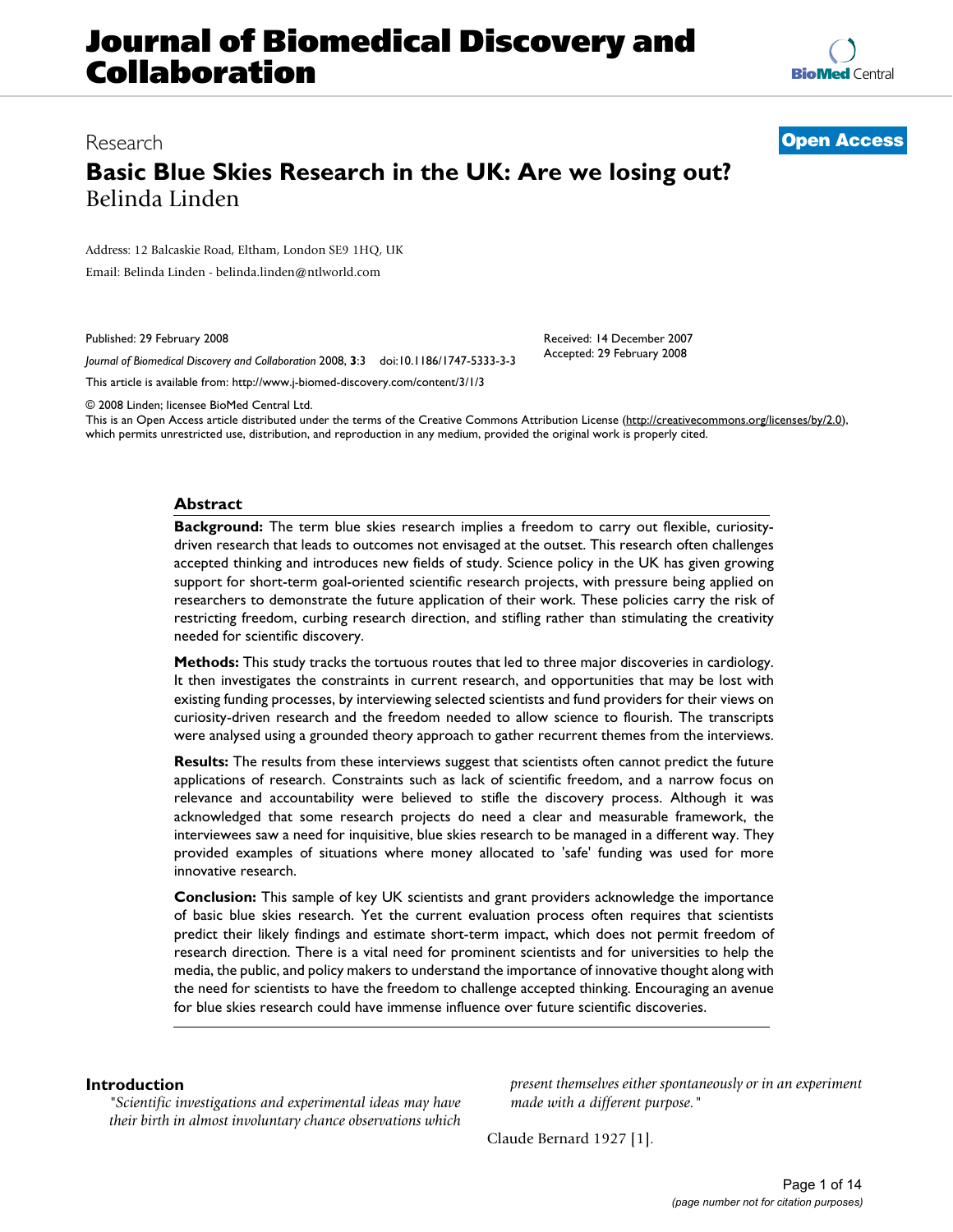# Journal of Biomedical Discovery and Collaboration

Research

**Open Access**

## Basic Blue Skies Research in the UK: Are we losing out?

Belinda Linden

Address: 12 Balcaskie Road, Eltham, London SE9 1HQ, UK

Email: Belinda Linden - belinda.linden@ntlworld.com

Published: 29 February 2008

*Journal of Biomedical Discovery and Collaboration* 2008, **3**:3 doi:10.1186/1747-5333-3-3

Received: 14 December 2007
Accepted: 29 February 2008

This article is available from: http://www.j-biomed-discovery.com/content/3/1/3

© 2008 Linden; licensee BioMed Central Ltd.
This is an Open Access article distributed under the terms of the Creative Commons Attribution License (http://creativecommons.org/licenses/by/2.0), which permits unrestricted use, distribution, and reproduction in any medium, provided the original work is properly cited.

### Abstract

**Background:** The term blue skies research implies a freedom to carry out flexible, curiosity-driven research that leads to outcomes not envisaged at the outset. This research often challenges accepted thinking and introduces new fields of study. Science policy in the UK has given growing support for short-term goal-oriented scientific research projects, with pressure being applied on researchers to demonstrate the future application of their work. These policies carry the risk of restricting freedom, curbing research direction, and stifling rather than stimulating the creativity needed for scientific discovery.

**Methods:** This study tracks the tortuous routes that led to three major discoveries in cardiology. It then investigates the constraints in current research, and opportunities that may be lost with existing funding processes, by interviewing selected scientists and fund providers for their views on curiosity-driven research and the freedom needed to allow science to flourish. The transcripts were analysed using a grounded theory approach to gather recurrent themes from the interviews.

**Results:** The results from these interviews suggest that scientists often cannot predict the future applications of research. Constraints such as lack of scientific freedom, and a narrow focus on relevance and accountability were believed to stifle the discovery process. Although it was acknowledged that some research projects do need a clear and measurable framework, the interviewees saw a need for inquisitive, blue skies research to be managed in a different way. They provided examples of situations where money allocated to 'safe' funding was used for more innovative research.

**Conclusion:** This sample of key UK scientists and grant providers acknowledge the importance of basic blue skies research. Yet the current evaluation process often requires that scientists predict their likely findings and estimate short-term impact, which does not permit freedom of research direction. There is a vital need for prominent scientists and for universities to help the media, the public, and policy makers to understand the importance of innovative thought along with the need for scientists to have the freedom to challenge accepted thinking. Encouraging an avenue for blue skies research could have immense influence over future scientific discoveries.

### Introduction

*"Scientific investigations and experimental ideas may have their birth in almost involuntary chance observations which present themselves either spontaneously or in an experiment made with a different purpose."*

Claude Bernard 1927 [1].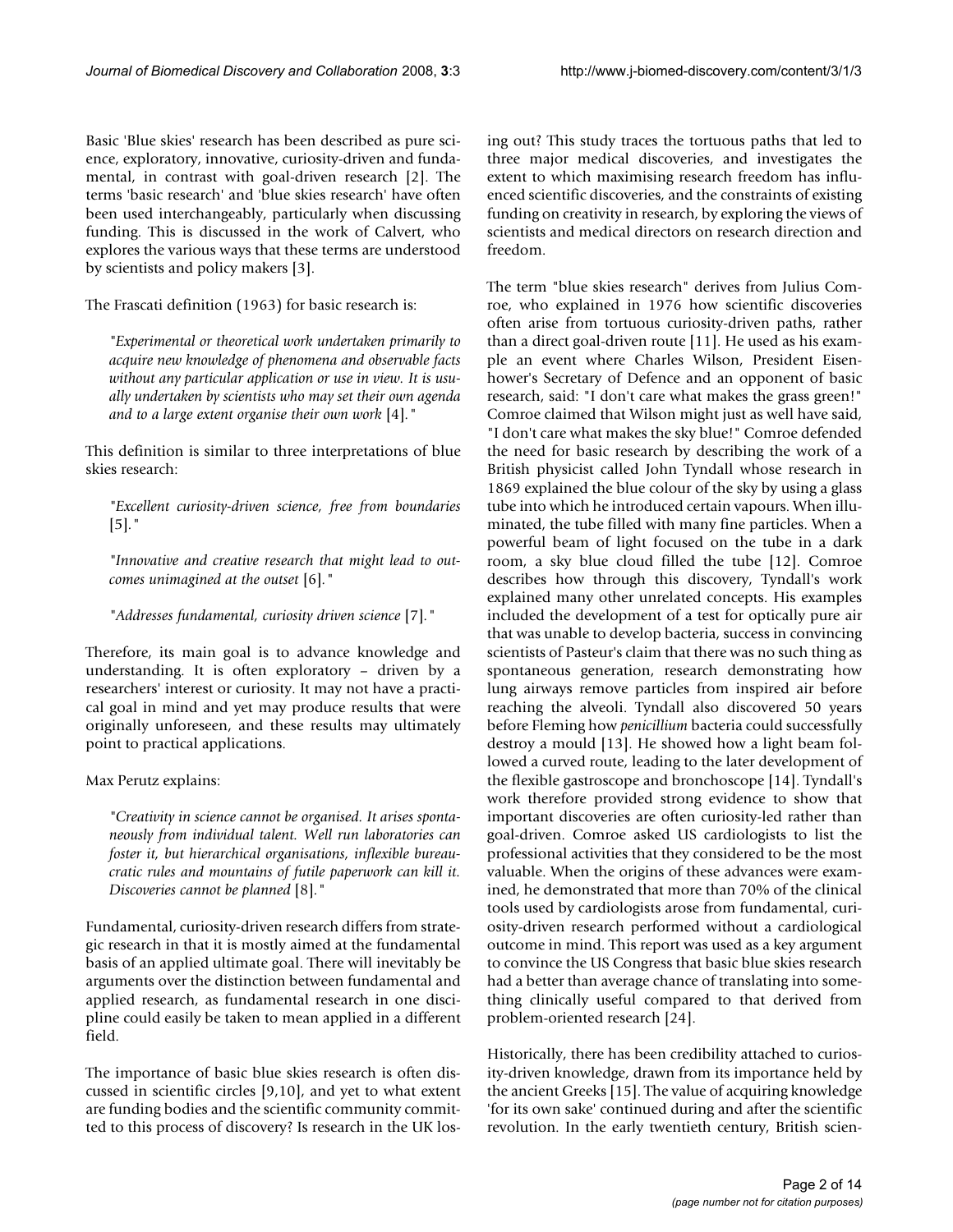Basic 'Blue skies' research has been described as pure science, exploratory, innovative, curiosity-driven and fundamental, in contrast with goal-driven research [2]. The terms 'basic research' and 'blue skies research' have often been used interchangeably, particularly when discussing funding. This is discussed in the work of Calvert, who explores the various ways that these terms are understood by scientists and policy makers [3].

The Frascati definition (1963) for basic research is:

> "*Experimental or theoretical work undertaken primarily to acquire new knowledge of phenomena and observable facts without any particular application or use in view. It is usually undertaken by scientists who may set their own agenda and to a large extent organise their own work* [4]."

This definition is similar to three interpretations of blue skies research:

> "*Excellent curiosity-driven science, free from boundaries* [5]."

> "*Innovative and creative research that might lead to outcomes unimagined at the outset* [6]."

> "*Addresses fundamental, curiosity driven science* [7]."

Therefore, its main goal is to advance knowledge and understanding. It is often exploratory – driven by a researchers' interest or curiosity. It may not have a practical goal in mind and yet may produce results that were originally unforeseen, and these results may ultimately point to practical applications.

Max Perutz explains:

> "*Creativity in science cannot be organised. It arises spontaneously from individual talent. Well run laboratories can foster it, but hierarchical organisations, inflexible bureaucratic rules and mountains of futile paperwork can kill it. Discoveries cannot be planned* [8]."

Fundamental, curiosity-driven research differs from strategic research in that it is mostly aimed at the fundamental basis of an applied ultimate goal. There will inevitably be arguments over the distinction between fundamental and applied research, as fundamental research in one discipline could easily be taken to mean applied in a different field.

The importance of basic blue skies research is often discussed in scientific circles [9,10], and yet to what extent are funding bodies and the scientific community committed to this process of discovery? Is research in the UK losing out? This study traces the tortuous paths that led to three major medical discoveries, and investigates the extent to which maximising research freedom has influenced scientific discoveries, and the constraints of existing funding on creativity in research, by exploring the views of scientists and medical directors on research direction and freedom.

The term "blue skies research" derives from Julius Comroe, who explained in 1976 how scientific discoveries often arise from tortuous curiosity-driven paths, rather than a direct goal-driven route [11]. He used as his example an event where Charles Wilson, President Eisenhower's Secretary of Defence and an opponent of basic research, said: "I don't care what makes the grass green!" Comroe claimed that Wilson might just as well have said, "I don't care what makes the sky blue!" Comroe defended the need for basic research by describing the work of a British physicist called John Tyndall whose research in 1869 explained the blue colour of the sky by using a glass tube into which he introduced certain vapours. When illuminated, the tube filled with many fine particles. When a powerful beam of light focused on the tube in a dark room, a sky blue cloud filled the tube [12]. Comroe describes how through this discovery, Tyndall's work explained many other unrelated concepts. His examples included the development of a test for optically pure air that was unable to develop bacteria, success in convincing scientists of Pasteur's claim that there was no such thing as spontaneous generation, research demonstrating how lung airways remove particles from inspired air before reaching the alveoli. Tyndall also discovered 50 years before Fleming how *penicillium* bacteria could successfully destroy a mould [13]. He showed how a light beam followed a curved route, leading to the later development of the flexible gastroscope and bronchoscope [14]. Tyndall's work therefore provided strong evidence to show that important discoveries are often curiosity-led rather than goal-driven. Comroe asked US cardiologists to list the professional activities that they considered to be the most valuable. When the origins of these advances were examined, he demonstrated that more than 70% of the clinical tools used by cardiologists arose from fundamental, curiosity-driven research performed without a cardiological outcome in mind. This report was used as a key argument to convince the US Congress that basic blue skies research had a better than average chance of translating into something clinically useful compared to that derived from problem-oriented research [24].

Historically, there has been credibility attached to curiosity-driven knowledge, drawn from its importance held by the ancient Greeks [15]. The value of acquiring knowledge 'for its own sake' continued during and after the scientific revolution. In the early twentieth century, British scien-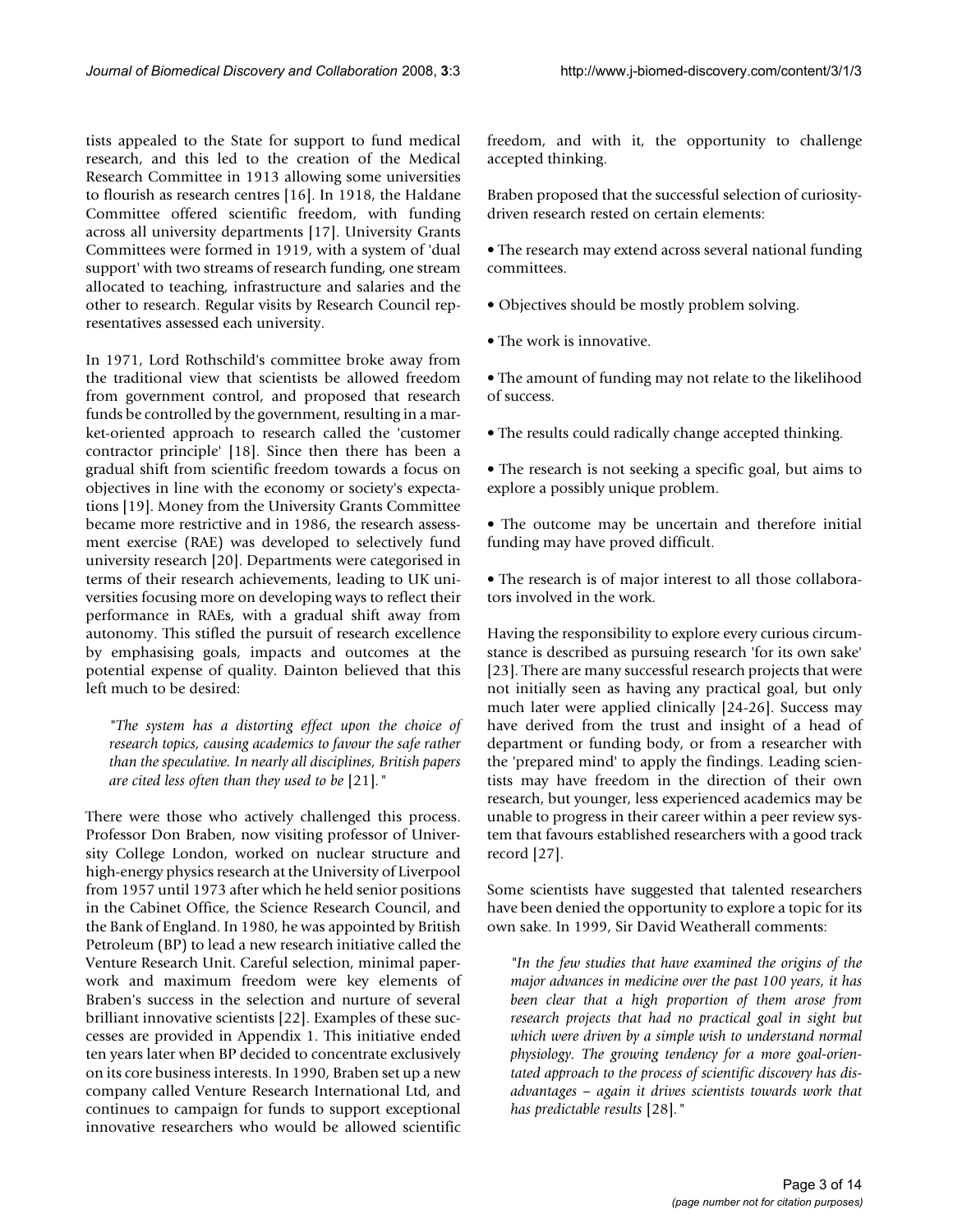tists appealed to the State for support to fund medical research, and this led to the creation of the Medical Research Committee in 1913 allowing some universities to flourish as research centres [16]. In 1918, the Haldane Committee offered scientific freedom, with funding across all university departments [17]. University Grants Committees were formed in 1919, with a system of 'dual support' with two streams of research funding, one stream allocated to teaching, infrastructure and salaries and the other to research. Regular visits by Research Council representatives assessed each university.

In 1971, Lord Rothschild's committee broke away from the traditional view that scientists be allowed freedom from government control, and proposed that research funds be controlled by the government, resulting in a market-oriented approach to research called the 'customer contractor principle' [18]. Since then there has been a gradual shift from scientific freedom towards a focus on objectives in line with the economy or society's expectations [19]. Money from the University Grants Committee became more restrictive and in 1986, the research assessment exercise (RAE) was developed to selectively fund university research [20]. Departments were categorised in terms of their research achievements, leading to UK universities focusing more on developing ways to reflect their performance in RAEs, with a gradual shift away from autonomy. This stifled the pursuit of research excellence by emphasising goals, impacts and outcomes at the potential expense of quality. Dainton believed that this left much to be desired:

> *"The system has a distorting effect upon the choice of research topics, causing academics to favour the safe rather than the speculative. In nearly all disciplines, British papers are cited less often than they used to be* [21]*."*

There were those who actively challenged this process. Professor Don Braben, now visiting professor of University College London, worked on nuclear structure and high-energy physics research at the University of Liverpool from 1957 until 1973 after which he held senior positions in the Cabinet Office, the Science Research Council, and the Bank of England. In 1980, he was appointed by British Petroleum (BP) to lead a new research initiative called the Venture Research Unit. Careful selection, minimal paperwork and maximum freedom were key elements of Braben's success in the selection and nurture of several brilliant innovative scientists [22]. Examples of these successes are provided in Appendix 1. This initiative ended ten years later when BP decided to concentrate exclusively on its core business interests. In 1990, Braben set up a new company called Venture Research International Ltd, and continues to campaign for funds to support exceptional innovative researchers who would be allowed scientific freedom, and with it, the opportunity to challenge accepted thinking.

Braben proposed that the successful selection of curiosity-driven research rested on certain elements:

- The research may extend across several national funding committees.
- Objectives should be mostly problem solving.
- The work is innovative.
- The amount of funding may not relate to the likelihood of success.
- The results could radically change accepted thinking.
- The research is not seeking a specific goal, but aims to explore a possibly unique problem.
- The outcome may be uncertain and therefore initial funding may have proved difficult.
- The research is of major interest to all those collaborators involved in the work.

Having the responsibility to explore every curious circumstance is described as pursuing research 'for its own sake' [23]. There are many successful research projects that were not initially seen as having any practical goal, but only much later were applied clinically [24-26]. Success may have derived from the trust and insight of a head of department or funding body, or from a researcher with the 'prepared mind' to apply the findings. Leading scientists may have freedom in the direction of their own research, but younger, less experienced academics may be unable to progress in their career within a peer review system that favours established researchers with a good track record [27].

Some scientists have suggested that talented researchers have been denied the opportunity to explore a topic for its own sake. In 1999, Sir David Weatherall comments:

> *"In the few studies that have examined the origins of the major advances in medicine over the past 100 years, it has been clear that a high proportion of them arose from research projects that had no practical goal in sight but which were driven by a simple wish to understand normal physiology. The growing tendency for a more goal-orientated approach to the process of scientific discovery has disadvantages – again it drives scientists towards work that has predictable results* [28]*."*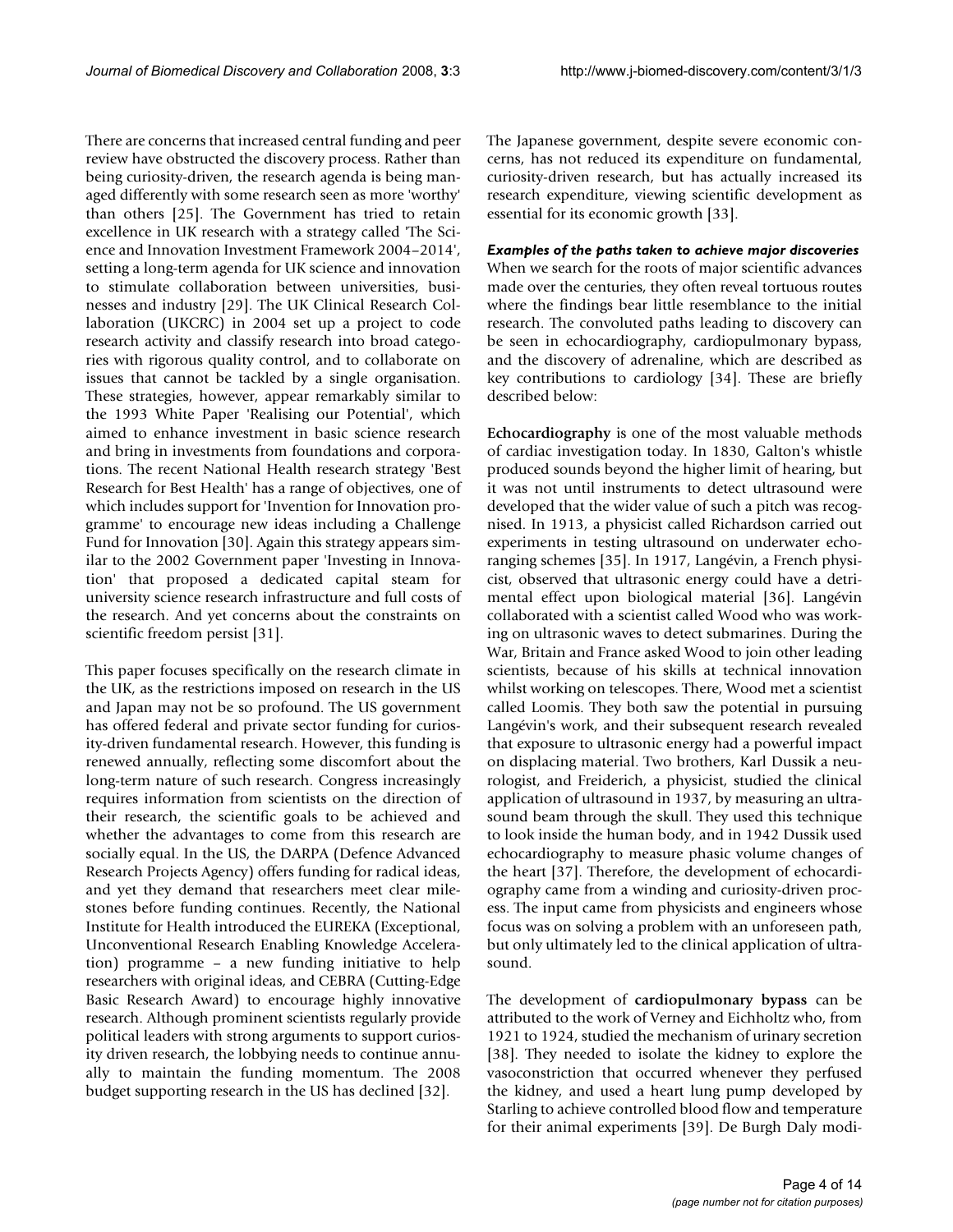There are concerns that increased central funding and peer review have obstructed the discovery process. Rather than being curiosity-driven, the research agenda is being managed differently with some research seen as more 'worthy' than others [25]. The Government has tried to retain excellence in UK research with a strategy called 'The Science and Innovation Investment Framework 2004–2014', setting a long-term agenda for UK science and innovation to stimulate collaboration between universities, businesses and industry [29]. The UK Clinical Research Collaboration (UKCRC) in 2004 set up a project to code research activity and classify research into broad categories with rigorous quality control, and to collaborate on issues that cannot be tackled by a single organisation. These strategies, however, appear remarkably similar to the 1993 White Paper 'Realising our Potential', which aimed to enhance investment in basic science research and bring in investments from foundations and corporations. The recent National Health research strategy 'Best Research for Best Health' has a range of objectives, one of which includes support for 'Invention for Innovation programme' to encourage new ideas including a Challenge Fund for Innovation [30]. Again this strategy appears similar to the 2002 Government paper 'Investing in Innovation' that proposed a dedicated capital steam for university science research infrastructure and full costs of the research. And yet concerns about the constraints on scientific freedom persist [31].

This paper focuses specifically on the research climate in the UK, as the restrictions imposed on research in the US and Japan may not be so profound. The US government has offered federal and private sector funding for curiosity-driven fundamental research. However, this funding is renewed annually, reflecting some discomfort about the long-term nature of such research. Congress increasingly requires information from scientists on the direction of their research, the scientific goals to be achieved and whether the advantages to come from this research are socially equal. In the US, the DARPA (Defence Advanced Research Projects Agency) offers funding for radical ideas, and yet they demand that researchers meet clear milestones before funding continues. Recently, the National Institute for Health introduced the EUREKA (Exceptional, Unconventional Research Enabling Knowledge Acceleration) programme – a new funding initiative to help researchers with original ideas, and CEBRA (Cutting-Edge Basic Research Award) to encourage highly innovative research. Although prominent scientists regularly provide political leaders with strong arguments to support curiosity driven research, the lobbying needs to continue annually to maintain the funding momentum. The 2008 budget supporting research in the US has declined [32].

The Japanese government, despite severe economic concerns, has not reduced its expenditure on fundamental, curiosity-driven research, but has actually increased its research expenditure, viewing scientific development as essential for its economic growth [33].

### *Examples of the paths taken to achieve major discoveries*

When we search for the roots of major scientific advances made over the centuries, they often reveal tortuous routes where the findings bear little resemblance to the initial research. The convoluted paths leading to discovery can be seen in echocardiography, cardiopulmonary bypass, and the discovery of adrenaline, which are described as key contributions to cardiology [34]. These are briefly described below:

**Echocardiography** is one of the most valuable methods of cardiac investigation today. In 1830, Galton's whistle produced sounds beyond the higher limit of hearing, but it was not until instruments to detect ultrasound were developed that the wider value of such a pitch was recognised. In 1913, a physicist called Richardson carried out experiments in testing ultrasound on underwater echo-ranging schemes [35]. In 1917, Langévin, a French physicist, observed that ultrasonic energy could have a detrimental effect upon biological material [36]. Langévin collaborated with a scientist called Wood who was working on ultrasonic waves to detect submarines. During the War, Britain and France asked Wood to join other leading scientists, because of his skills at technical innovation whilst working on telescopes. There, Wood met a scientist called Loomis. They both saw the potential in pursuing Langévin's work, and their subsequent research revealed that exposure to ultrasonic energy had a powerful impact on displacing material. Two brothers, Karl Dussik a neurologist, and Freiderich, a physicist, studied the clinical application of ultrasound in 1937, by measuring an ultrasound beam through the skull. They used this technique to look inside the human body, and in 1942 Dussik used echocardiography to measure phasic volume changes of the heart [37]. Therefore, the development of echocardiography came from a winding and curiosity-driven process. The input came from physicists and engineers whose focus was on solving a problem with an unforeseen path, but only ultimately led to the clinical application of ultrasound.

The development of **cardiopulmonary bypass** can be attributed to the work of Verney and Eichholtz who, from 1921 to 1924, studied the mechanism of urinary secretion [38]. They needed to isolate the kidney to explore the vasoconstriction that occurred whenever they perfused the kidney, and used a heart lung pump developed by Starling to achieve controlled blood flow and temperature for their animal experiments [39]. De Burgh Daly modi-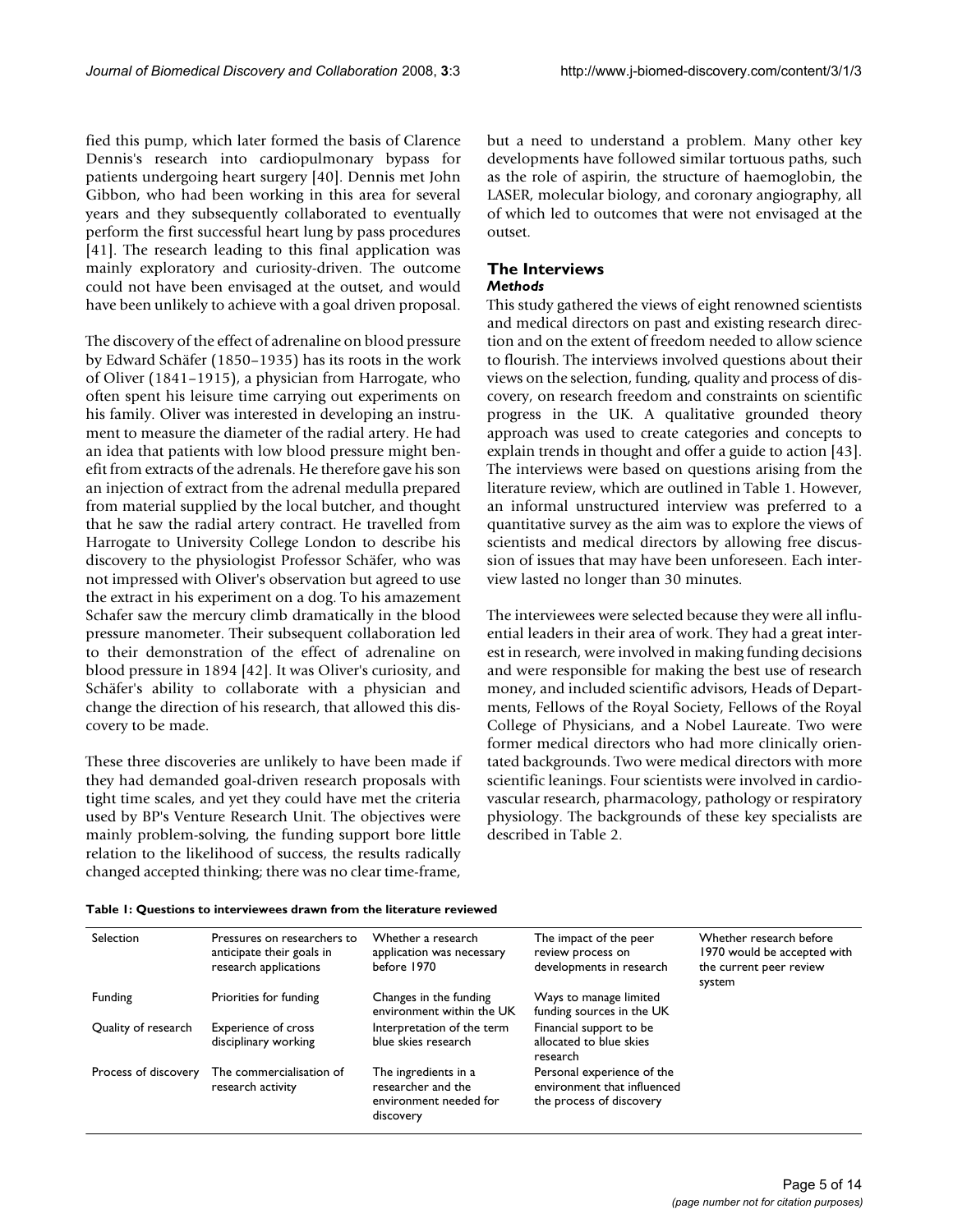fied this pump, which later formed the basis of Clarence Dennis's research into cardiopulmonary bypass for patients undergoing heart surgery [40]. Dennis met John Gibbon, who had been working in this area for several years and they subsequently collaborated to eventually perform the first successful heart lung by pass procedures [41]. The research leading to this final application was mainly exploratory and curiosity-driven. The outcome could not have been envisaged at the outset, and would have been unlikely to achieve with a goal driven proposal.

The discovery of the effect of adrenaline on blood pressure by Edward Schäfer (1850–1935) has its roots in the work of Oliver (1841–1915), a physician from Harrogate, who often spent his leisure time carrying out experiments on his family. Oliver was interested in developing an instrument to measure the diameter of the radial artery. He had an idea that patients with low blood pressure might benefit from extracts of the adrenals. He therefore gave his son an injection of extract from the adrenal medulla prepared from material supplied by the local butcher, and thought that he saw the radial artery contract. He travelled from Harrogate to University College London to describe his discovery to the physiologist Professor Schäfer, who was not impressed with Oliver's observation but agreed to use the extract in his experiment on a dog. To his amazement Schafer saw the mercury climb dramatically in the blood pressure manometer. Their subsequent collaboration led to their demonstration of the effect of adrenaline on blood pressure in 1894 [42]. It was Oliver's curiosity, and Schäfer's ability to collaborate with a physician and change the direction of his research, that allowed this discovery to be made.

These three discoveries are unlikely to have been made if they had demanded goal-driven research proposals with tight time scales, and yet they could have met the criteria used by BP's Venture Research Unit. The objectives were mainly problem-solving, the funding support bore little relation to the likelihood of success, the results radically changed accepted thinking; there was no clear time-frame, but a need to understand a problem. Many other key developments have followed similar tortuous paths, such as the role of aspirin, the structure of haemoglobin, the LASER, molecular biology, and coronary angiography, all of which led to outcomes that were not envisaged at the outset.

## The Interviews

### *Methods*

This study gathered the views of eight renowned scientists and medical directors on past and existing research direction and on the extent of freedom needed to allow science to flourish. The interviews involved questions about their views on the selection, funding, quality and process of discovery, on research freedom and constraints on scientific progress in the UK. A qualitative grounded theory approach was used to create categories and concepts to explain trends in thought and offer a guide to action [43]. The interviews were based on questions arising from the literature review, which are outlined in Table 1. However, an informal unstructured interview was preferred to a quantitative survey as the aim was to explore the views of scientists and medical directors by allowing free discussion of issues that may have been unforeseen. Each interview lasted no longer than 30 minutes.

The interviewees were selected because they were all influential leaders in their area of work. They had a great interest in research, were involved in making funding decisions and were responsible for making the best use of research money, and included scientific advisors, Heads of Departments, Fellows of the Royal Society, Fellows of the Royal College of Physicians, and a Nobel Laureate. Two were former medical directors who had more clinically orientated backgrounds. Two were medical directors with more scientific leanings. Four scientists were involved in cardiovascular research, pharmacology, pathology or respiratory physiology. The backgrounds of these key specialists are described in Table 2.

**Table 1: Questions to interviewees drawn from the literature reviewed**

| | | | | |
|---|---|---|---|---|
| Selection | Pressures on researchers to anticipate their goals in research applications | Whether a research application was necessary before 1970 | The impact of the peer review process on developments in research | Whether research before 1970 would be accepted with the current peer review system |
| Funding | Priorities for funding | Changes in the funding environment within the UK | Ways to manage limited funding sources in the UK | |
| Quality of research | Experience of cross disciplinary working | Interpretation of the term blue skies research | Financial support to be allocated to blue skies research | |
| Process of discovery | The commercialisation of research activity | The ingredients in a researcher and the environment needed for discovery | Personal experience of the environment that influenced the process of discovery | |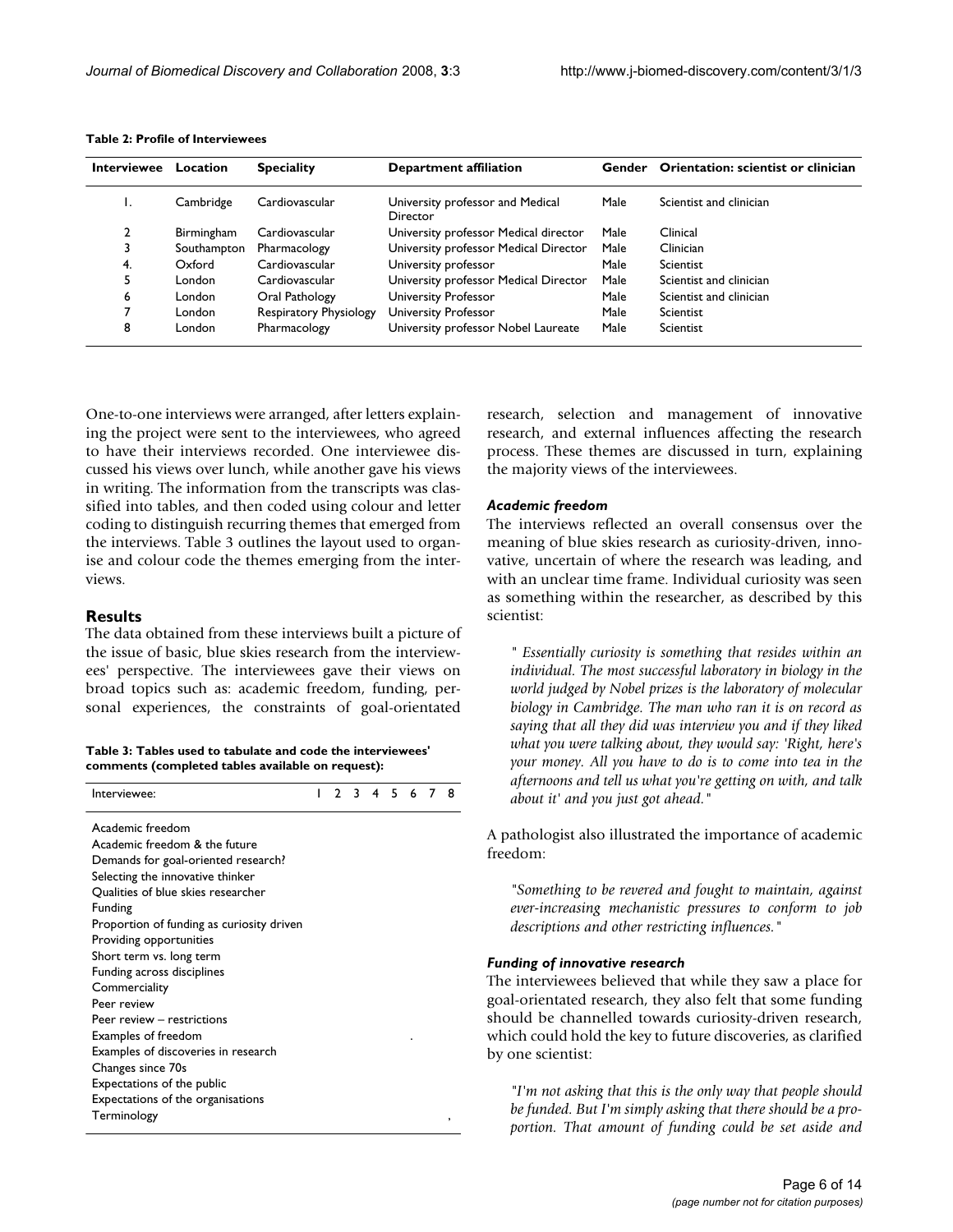**Table 2: Profile of Interviewees**

| Interviewee | Location | Speciality | Department affiliation | Gender | Orientation: scientist or clinician |
|---|---|---|---|---|---|
| 1. | Cambridge | Cardiovascular | University professor and Medical Director | Male | Scientist and clinician |
| 2 | Birmingham | Cardiovascular | University professor Medical director | Male | Clinical |
| 3 | Southampton | Pharmacology | University professor Medical Director | Male | Clinician |
| 4. | Oxford | Cardiovascular | University professor | Male | Scientist |
| 5 | London | Cardiovascular | University professor Medical Director | Male | Scientist and clinician |
| 6 | London | Oral Pathology | University Professor | Male | Scientist and clinician |
| 7 | London | Respiratory Physiology | University Professor | Male | Scientist |
| 8 | London | Pharmacology | University professor Nobel Laureate | Male | Scientist |

One-to-one interviews were arranged, after letters explaining the project were sent to the interviewees, who agreed to have their interviews recorded. One interviewee discussed his views over lunch, while another gave his views in writing. The information from the transcripts was classified into tables, and then coded using colour and letter coding to distinguish recurring themes that emerged from the interviews. Table 3 outlines the layout used to organise and colour code the themes emerging from the interviews.

## Results

The data obtained from these interviews built a picture of the issue of basic, blue skies research from the interviewees' perspective. The interviewees gave their views on broad topics such as: academic freedom, funding, personal experiences, the constraints of goal-orientated research, selection and management of innovative research, and external influences affecting the research process. These themes are discussed in turn, explaining the majority views of the interviewees.

**Table 3: Tables used to tabulate and code the interviewees' comments (completed tables available on request):**

| Interviewee: | 1 | 2 | 3 | 4 | 5 | 6 | 7 | 8 |
|---|---|---|---|---|---|---|---|---|
| Academic freedom | | | | | | | | |
| Academic freedom & the future | | | | | | | | |
| Demands for goal-oriented research? | | | | | | | | |
| Selecting the innovative thinker | | | | | | | | |
| Qualities of blue skies researcher | | | | | | | | |
| Funding | | | | | | | | |
| Proportion of funding as curiosity driven | | | | | | | | |
| Providing opportunities | | | | | | | | |
| Short term vs. long term | | | | | | | | |
| Funding across disciplines | | | | | | | | |
| Commerciality | | | | | | | | |
| Peer review | | | | | | | | |
| Peer review – restrictions | | | | | | | | |
| Examples of freedom | | | | | | | | |
| Examples of discoveries in research | | | | | | | | |
| Changes since 70s | | | | | | | | |
| Expectations of the public | | | | | | | | |
| Expectations of the organisations | | | | | | | | |
| Terminology | | | | | | | | |

### *Academic freedom*

The interviews reflected an overall consensus over the meaning of blue skies research as curiosity-driven, innovative, uncertain of where the research was leading, and with an unclear time frame. Individual curiosity was seen as something within the researcher, as described by this scientist:

> *" Essentially curiosity is something that resides within an individual. The most successful laboratory in biology in the world judged by Nobel prizes is the laboratory of molecular biology in Cambridge. The man who ran it is on record as saying that all they did was interview you and if they liked what you were talking about, they would say: 'Right, here's your money. All you have to do is to come into tea in the afternoons and tell us what you're getting on with, and talk about it' and you just got ahead."*

A pathologist also illustrated the importance of academic freedom:

> *"Something to be revered and fought to maintain, against ever-increasing mechanistic pressures to conform to job descriptions and other restricting influences."*

### *Funding of innovative research*

The interviewees believed that while they saw a place for goal-orientated research, they also felt that some funding should be channelled towards curiosity-driven research, which could hold the key to future discoveries, as clarified by one scientist:

> *"I'm not asking that this is the only way that people should be funded. But I'm simply asking that there should be a proportion. That amount of funding could be set aside and*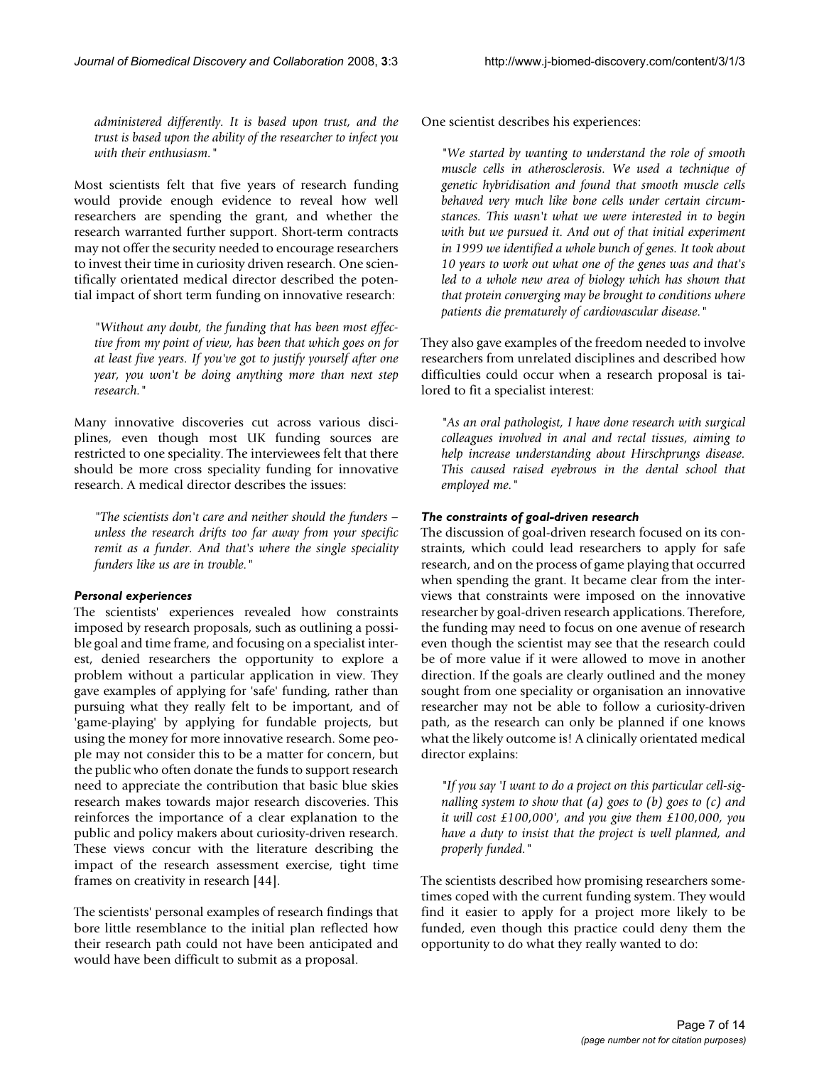*administered differently. It is based upon trust, and the trust is based upon the ability of the researcher to infect you with their enthusiasm."*

Most scientists felt that five years of research funding would provide enough evidence to reveal how well researchers are spending the grant, and whether the research warranted further support. Short-term contracts may not offer the security needed to encourage researchers to invest their time in curiosity driven research. One scientifically orientated medical director described the potential impact of short term funding on innovative research:

> *"Without any doubt, the funding that has been most effective from my point of view, has been that which goes on for at least five years. If you've got to justify yourself after one year, you won't be doing anything more than next step research."*

Many innovative discoveries cut across various disciplines, even though most UK funding sources are restricted to one speciality. The interviewees felt that there should be more cross speciality funding for innovative research. A medical director describes the issues:

> *"The scientists don't care and neither should the funders – unless the research drifts too far away from your specific remit as a funder. And that's where the single speciality funders like us are in trouble."*

#### *Personal experiences*

The scientists' experiences revealed how constraints imposed by research proposals, such as outlining a possible goal and time frame, and focusing on a specialist interest, denied researchers the opportunity to explore a problem without a particular application in view. They gave examples of applying for 'safe' funding, rather than pursuing what they really felt to be important, and of 'game-playing' by applying for fundable projects, but using the money for more innovative research. Some people may not consider this to be a matter for concern, but the public who often donate the funds to support research need to appreciate the contribution that basic blue skies research makes towards major research discoveries. This reinforces the importance of a clear explanation to the public and policy makers about curiosity-driven research. These views concur with the literature describing the impact of the research assessment exercise, tight time frames on creativity in research [44].

The scientists' personal examples of research findings that bore little resemblance to the initial plan reflected how their research path could not have been anticipated and would have been difficult to submit as a proposal.

One scientist describes his experiences:

> *"We started by wanting to understand the role of smooth muscle cells in atherosclerosis. We used a technique of genetic hybridisation and found that smooth muscle cells behaved very much like bone cells under certain circumstances. This wasn't what we were interested in to begin with but we pursued it. And out of that initial experiment in 1999 we identified a whole bunch of genes. It took about 10 years to work out what one of the genes was and that's led to a whole new area of biology which has shown that that protein converging may be brought to conditions where patients die prematurely of cardiovascular disease."*

They also gave examples of the freedom needed to involve researchers from unrelated disciplines and described how difficulties could occur when a research proposal is tailored to fit a specialist interest:

> *"As an oral pathologist, I have done research with surgical colleagues involved in anal and rectal tissues, aiming to help increase understanding about Hirschprungs disease. This caused raised eyebrows in the dental school that employed me."*

#### *The constraints of goal-driven research*

The discussion of goal-driven research focused on its constraints, which could lead researchers to apply for safe research, and on the process of game playing that occurred when spending the grant. It became clear from the interviews that constraints were imposed on the innovative researcher by goal-driven research applications. Therefore, the funding may need to focus on one avenue of research even though the scientist may see that the research could be of more value if it were allowed to move in another direction. If the goals are clearly outlined and the money sought from one speciality or organisation an innovative researcher may not be able to follow a curiosity-driven path, as the research can only be planned if one knows what the likely outcome is! A clinically orientated medical director explains:

> *"If you say 'I want to do a project on this particular cell-signalling system to show that (a) goes to (b) goes to (c) and it will cost £100,000', and you give them £100,000, you have a duty to insist that the project is well planned, and properly funded."*

The scientists described how promising researchers sometimes coped with the current funding system. They would find it easier to apply for a project more likely to be funded, even though this practice could deny them the opportunity to do what they really wanted to do: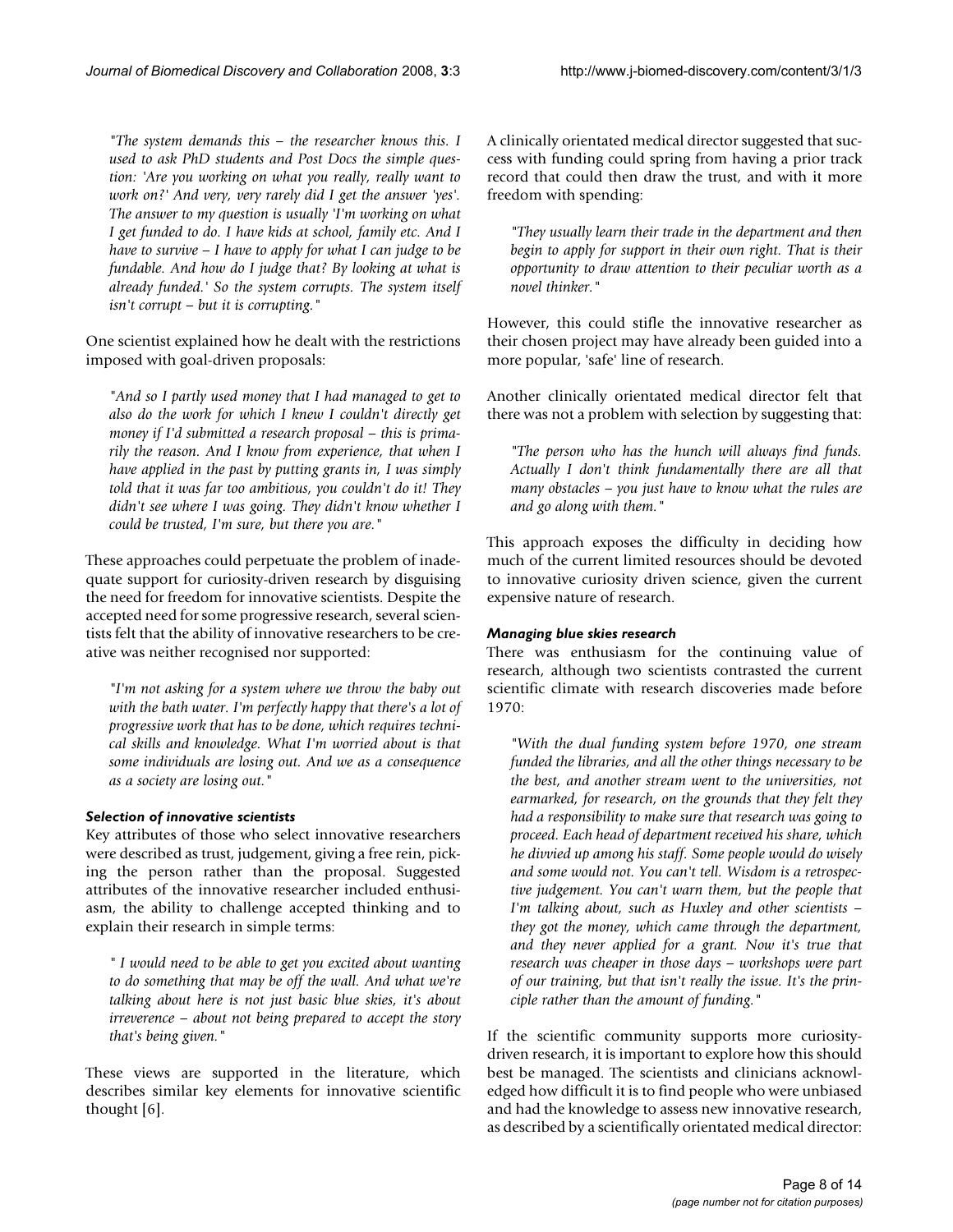> *"The system demands this – the researcher knows this. I used to ask PhD students and Post Docs the simple question: 'Are you working on what you really, really want to work on?' And very, very rarely did I get the answer 'yes'. The answer to my question is usually 'I'm working on what I get funded to do. I have kids at school, family etc. And I have to survive – I have to apply for what I can judge to be fundable. And how do I judge that? By looking at what is already funded.' So the system corrupts. The system itself isn't corrupt – but it is corrupting."*

One scientist explained how he dealt with the restrictions imposed with goal-driven proposals:

> *"And so I partly used money that I had managed to get to also do the work for which I knew I couldn't directly get money if I'd submitted a research proposal – this is primarily the reason. And I know from experience, that when I have applied in the past by putting grants in, I was simply told that it was far too ambitious, you couldn't do it! They didn't see where I was going. They didn't know whether I could be trusted, I'm sure, but there you are."*

These approaches could perpetuate the problem of inadequate support for curiosity-driven research by disguising the need for freedom for innovative scientists. Despite the accepted need for some progressive research, several scientists felt that the ability of innovative researchers to be creative was neither recognised nor supported:

> *"I'm not asking for a system where we throw the baby out with the bath water. I'm perfectly happy that there's a lot of progressive work that has to be done, which requires technical skills and knowledge. What I'm worried about is that some individuals are losing out. And we as a consequence as a society are losing out."*

### *Selection of innovative scientists*

Key attributes of those who select innovative researchers were described as trust, judgement, giving a free rein, picking the person rather than the proposal. Suggested attributes of the innovative researcher included enthusiasm, the ability to challenge accepted thinking and to explain their research in simple terms:

> *" I would need to be able to get you excited about wanting to do something that may be off the wall. And what we're talking about here is not just basic blue skies, it's about irreverence – about not being prepared to accept the story that's being given."*

These views are supported in the literature, which describes similar key elements for innovative scientific thought [6].

A clinically orientated medical director suggested that success with funding could spring from having a prior track record that could then draw the trust, and with it more freedom with spending:

> *"They usually learn their trade in the department and then begin to apply for support in their own right. That is their opportunity to draw attention to their peculiar worth as a novel thinker."*

However, this could stifle the innovative researcher as their chosen project may have already been guided into a more popular, 'safe' line of research.

Another clinically orientated medical director felt that there was not a problem with selection by suggesting that:

> *"The person who has the hunch will always find funds. Actually I don't think fundamentally there are all that many obstacles – you just have to know what the rules are and go along with them."*

This approach exposes the difficulty in deciding how much of the current limited resources should be devoted to innovative curiosity driven science, given the current expensive nature of research.

### *Managing blue skies research*

There was enthusiasm for the continuing value of research, although two scientists contrasted the current scientific climate with research discoveries made before 1970:

> *"With the dual funding system before 1970, one stream funded the libraries, and all the other things necessary to be the best, and another stream went to the universities, not earmarked, for research, on the grounds that they felt they had a responsibility to make sure that research was going to proceed. Each head of department received his share, which he divvied up among his staff. Some people would do wisely and some would not. You can't tell. Wisdom is a retrospective judgement. You can't warn them, but the people that I'm talking about, such as Huxley and other scientists – they got the money, which came through the department, and they never applied for a grant. Now it's true that research was cheaper in those days – workshops were part of our training, but that isn't really the issue. It's the principle rather than the amount of funding."*

If the scientific community supports more curiosity-driven research, it is important to explore how this should best be managed. The scientists and clinicians acknowledged how difficult it is to find people who were unbiased and had the knowledge to assess new innovative research, as described by a scientifically orientated medical director: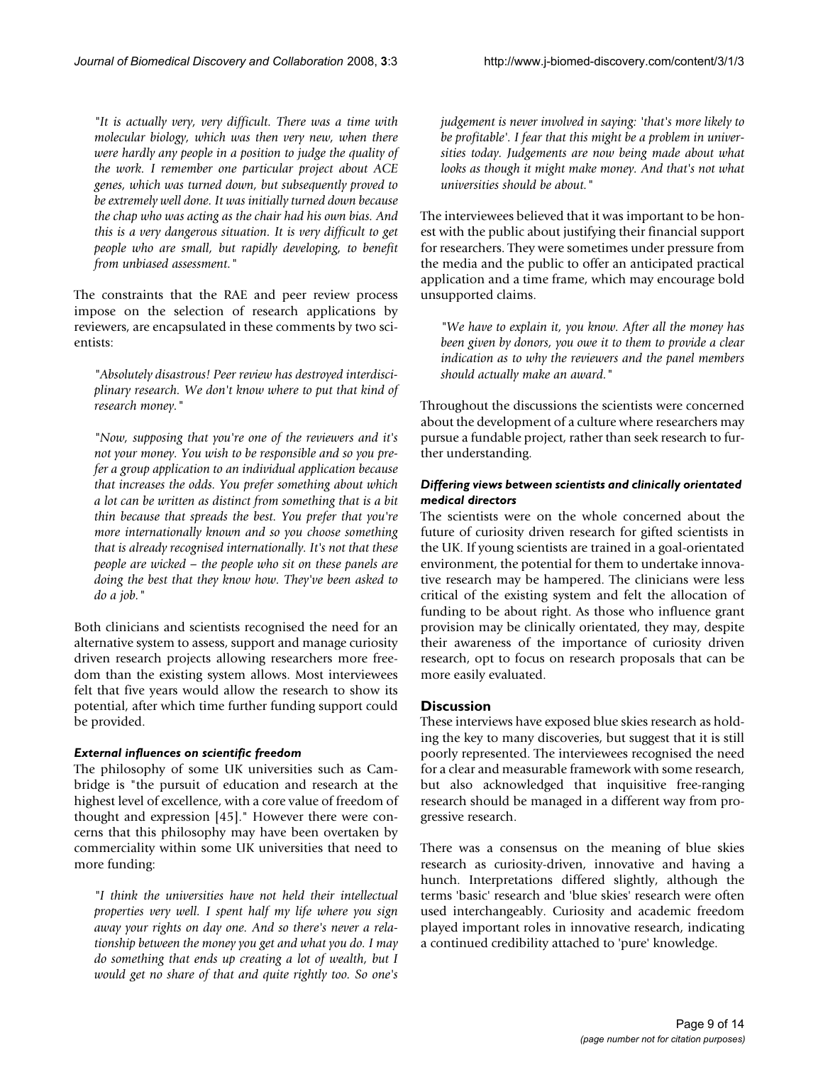*"It is actually very, very difficult. There was a time with molecular biology, which was then very new, when there were hardly any people in a position to judge the quality of the work. I remember one particular project about ACE genes, which was turned down, but subsequently proved to be extremely well done. It was initially turned down because the chap who was acting as the chair had his own bias. And this is a very dangerous situation. It is very difficult to get people who are small, but rapidly developing, to benefit from unbiased assessment."*

The constraints that the RAE and peer review process impose on the selection of research applications by reviewers, are encapsulated in these comments by two scientists:

*"Absolutely disastrous! Peer review has destroyed interdisciplinary research. We don't know where to put that kind of research money."*

*"Now, supposing that you're one of the reviewers and it's not your money. You wish to be responsible and so you prefer a group application to an individual application because that increases the odds. You prefer something about which a lot can be written as distinct from something that is a bit thin because that spreads the best. You prefer that you're more internationally known and so you choose something that is already recognised internationally. It's not that these people are wicked – the people who sit on these panels are doing the best that they know how. They've been asked to do a job."*

Both clinicians and scientists recognised the need for an alternative system to assess, support and manage curiosity driven research projects allowing researchers more freedom than the existing system allows. Most interviewees felt that five years would allow the research to show its potential, after which time further funding support could be provided.

#### *External influences on scientific freedom*

The philosophy of some UK universities such as Cambridge is "the pursuit of education and research at the highest level of excellence, with a core value of freedom of thought and expression [45]." However there were concerns that this philosophy may have been overtaken by commerciality within some UK universities that need to more funding:

*"I think the universities have not held their intellectual properties very well. I spent half my life where you sign away your rights on day one. And so there's never a relationship between the money you get and what you do. I may do something that ends up creating a lot of wealth, but I would get no share of that and quite rightly too. So one's judgement is never involved in saying: 'that's more likely to be profitable'. I fear that this might be a problem in universities today. Judgements are now being made about what looks as though it might make money. And that's not what universities should be about."*

The interviewees believed that it was important to be honest with the public about justifying their financial support for researchers. They were sometimes under pressure from the media and the public to offer an anticipated practical application and a time frame, which may encourage bold unsupported claims.

*"We have to explain it, you know. After all the money has been given by donors, you owe it to them to provide a clear indication as to why the reviewers and the panel members should actually make an award."*

Throughout the discussions the scientists were concerned about the development of a culture where researchers may pursue a fundable project, rather than seek research to further understanding.

#### *Differing views between scientists and clinically orientated medical directors*

The scientists were on the whole concerned about the future of curiosity driven research for gifted scientists in the UK. If young scientists are trained in a goal-orientated environment, the potential for them to undertake innovative research may be hampered. The clinicians were less critical of the existing system and felt the allocation of funding to be about right. As those who influence grant provision may be clinically orientated, they may, despite their awareness of the importance of curiosity driven research, opt to focus on research proposals that can be more easily evaluated.

## Discussion

These interviews have exposed blue skies research as holding the key to many discoveries, but suggest that it is still poorly represented. The interviewees recognised the need for a clear and measurable framework with some research, but also acknowledged that inquisitive free-ranging research should be managed in a different way from progressive research.

There was a consensus on the meaning of blue skies research as curiosity-driven, innovative and having a hunch. Interpretations differed slightly, although the terms 'basic' research and 'blue skies' research were often used interchangeably. Curiosity and academic freedom played important roles in innovative research, indicating a continued credibility attached to 'pure' knowledge.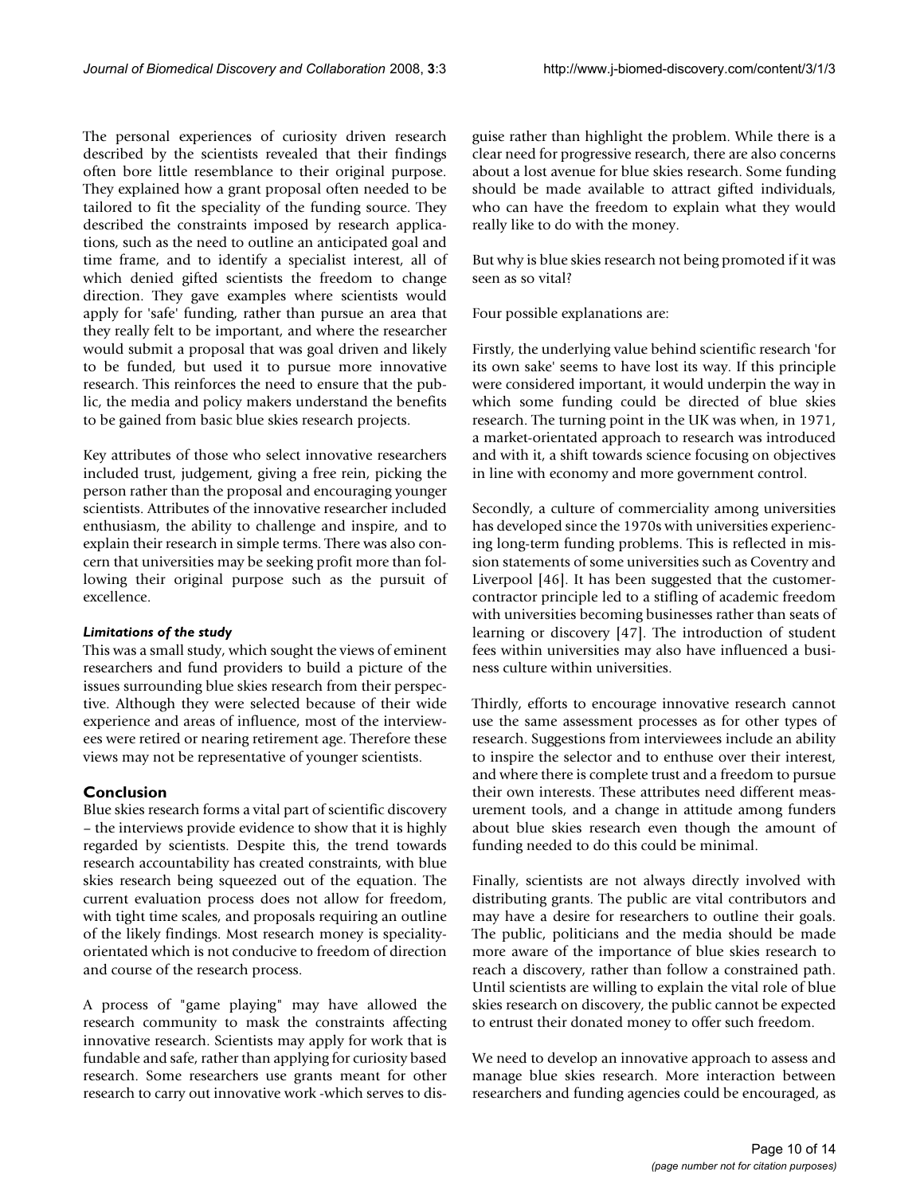The personal experiences of curiosity driven research described by the scientists revealed that their findings often bore little resemblance to their original purpose. They explained how a grant proposal often needed to be tailored to fit the speciality of the funding source. They described the constraints imposed by research applications, such as the need to outline an anticipated goal and time frame, and to identify a specialist interest, all of which denied gifted scientists the freedom to change direction. They gave examples where scientists would apply for 'safe' funding, rather than pursue an area that they really felt to be important, and where the researcher would submit a proposal that was goal driven and likely to be funded, but used it to pursue more innovative research. This reinforces the need to ensure that the public, the media and policy makers understand the benefits to be gained from basic blue skies research projects.

Key attributes of those who select innovative researchers included trust, judgement, giving a free rein, picking the person rather than the proposal and encouraging younger scientists. Attributes of the innovative researcher included enthusiasm, the ability to challenge and inspire, and to explain their research in simple terms. There was also concern that universities may be seeking profit more than following their original purpose such as the pursuit of excellence.

### *Limitations of the study*

This was a small study, which sought the views of eminent researchers and fund providers to build a picture of the issues surrounding blue skies research from their perspective. Although they were selected because of their wide experience and areas of influence, most of the interviewees were retired or nearing retirement age. Therefore these views may not be representative of younger scientists.

## Conclusion

Blue skies research forms a vital part of scientific discovery – the interviews provide evidence to show that it is highly regarded by scientists. Despite this, the trend towards research accountability has created constraints, with blue skies research being squeezed out of the equation. The current evaluation process does not allow for freedom, with tight time scales, and proposals requiring an outline of the likely findings. Most research money is speciality-orientated which is not conducive to freedom of direction and course of the research process.

A process of "game playing" may have allowed the research community to mask the constraints affecting innovative research. Scientists may apply for work that is fundable and safe, rather than applying for curiosity based research. Some researchers use grants meant for other research to carry out innovative work -which serves to disguise rather than highlight the problem. While there is a clear need for progressive research, there are also concerns about a lost avenue for blue skies research. Some funding should be made available to attract gifted individuals, who can have the freedom to explain what they would really like to do with the money.

But why is blue skies research not being promoted if it was seen as so vital?

Four possible explanations are:

Firstly, the underlying value behind scientific research 'for its own sake' seems to have lost its way. If this principle were considered important, it would underpin the way in which some funding could be directed of blue skies research. The turning point in the UK was when, in 1971, a market-orientated approach to research was introduced and with it, a shift towards science focusing on objectives in line with economy and more government control.

Secondly, a culture of commerciality among universities has developed since the 1970s with universities experiencing long-term funding problems. This is reflected in mission statements of some universities such as Coventry and Liverpool [46]. It has been suggested that the customer-contractor principle led to a stifling of academic freedom with universities becoming businesses rather than seats of learning or discovery [47]. The introduction of student fees within universities may also have influenced a business culture within universities.

Thirdly, efforts to encourage innovative research cannot use the same assessment processes as for other types of research. Suggestions from interviewees include an ability to inspire the selector and to enthuse over their interest, and where there is complete trust and a freedom to pursue their own interests. These attributes need different measurement tools, and a change in attitude among funders about blue skies research even though the amount of funding needed to do this could be minimal.

Finally, scientists are not always directly involved with distributing grants. The public are vital contributors and may have a desire for researchers to outline their goals. The public, politicians and the media should be made more aware of the importance of blue skies research to reach a discovery, rather than follow a constrained path. Until scientists are willing to explain the vital role of blue skies research on discovery, the public cannot be expected to entrust their donated money to offer such freedom.

We need to develop an innovative approach to assess and manage blue skies research. More interaction between researchers and funding agencies could be encouraged, as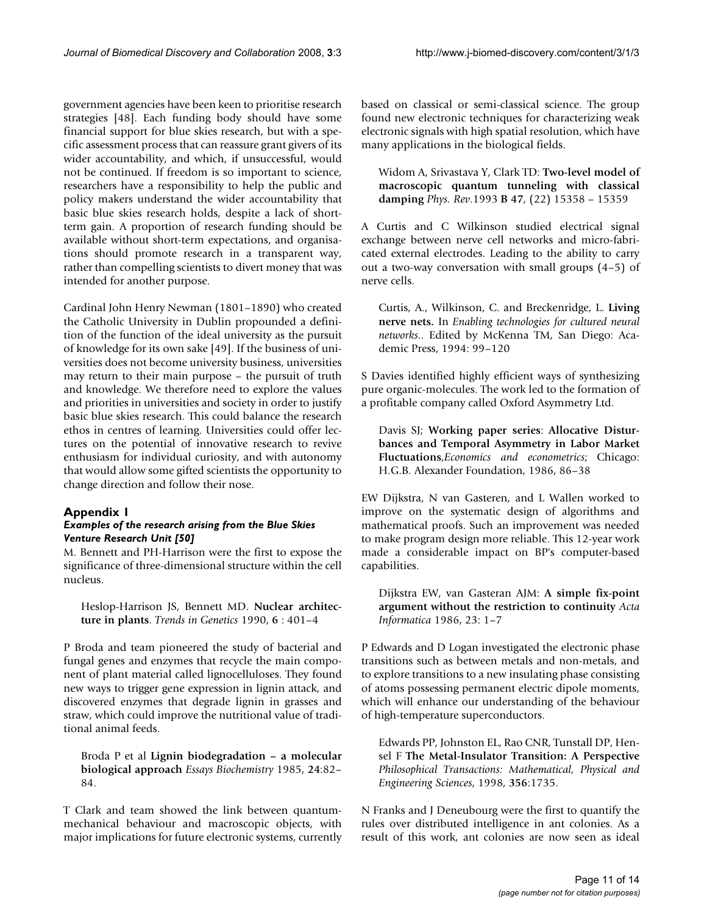government agencies have been keen to prioritise research strategies [48]. Each funding body should have some financial support for blue skies research, but with a specific assessment process that can reassure grant givers of its wider accountability, and which, if unsuccessful, would not be continued. If freedom is so important to science, researchers have a responsibility to help the public and policy makers understand the wider accountability that basic blue skies research holds, despite a lack of short-term gain. A proportion of research funding should be available without short-term expectations, and organisations should promote research in a transparent way, rather than compelling scientists to divert money that was intended for another purpose.

Cardinal John Henry Newman (1801–1890) who created the Catholic University in Dublin propounded a definition of the function of the ideal university as the pursuit of knowledge for its own sake [49]. If the business of universities does not become university business, universities may return to their main purpose – the pursuit of truth and knowledge. We therefore need to explore the values and priorities in universities and society in order to justify basic blue skies research. This could balance the research ethos in centres of learning. Universities could offer lectures on the potential of innovative research to revive enthusiasm for individual curiosity, and with autonomy that would allow some gifted scientists the opportunity to change direction and follow their nose.

## Appendix 1

### *Examples of the research arising from the Blue Skies Venture Research Unit [50]*

M. Bennett and PH-Harrison were the first to expose the significance of three-dimensional structure within the cell nucleus.

> Heslop-Harrison JS, Bennett MD. **Nuclear architecture in plants**. *Trends in Genetics* 1990, **6** : 401–4

P Broda and team pioneered the study of bacterial and fungal genes and enzymes that recycle the main component of plant material called lignocelluloses. They found new ways to trigger gene expression in lignin attack, and discovered enzymes that degrade lignin in grasses and straw, which could improve the nutritional value of traditional animal feeds.

> Broda P et al **Lignin biodegradation – a molecular biological approach** *Essays Biochemistry* 1985, **24**:82–84.

T Clark and team showed the link between quantum-mechanical behaviour and macroscopic objects, with major implications for future electronic systems, currently based on classical or semi-classical science. The group found new electronic techniques for characterizing weak electronic signals with high spatial resolution, which have many applications in the biological fields.

> Widom A, Srivastava Y, Clark TD: **Two-level model of macroscopic quantum tunneling with classical damping** *Phys. Rev.*1993 **B 47**, (22) 15358 – 15359

A Curtis and C Wilkinson studied electrical signal exchange between nerve cell networks and micro-fabricated external electrodes. Leading to the ability to carry out a two-way conversation with small groups (4–5) of nerve cells.

> Curtis, A., Wilkinson, C. and Breckenridge, L. **Living nerve nets.** In *Enabling technologies for cultured neural networks.*. Edited by McKenna TM, San Diego: Academic Press, 1994: 99–120

S Davies identified highly efficient ways of synthesizing pure organic-molecules. The work led to the formation of a profitable company called Oxford Asymmetry Ltd.

> Davis SJ; **Working paper series**: **Allocative Disturbances and Temporal Asymmetry in Labor Market Fluctuations**,*Economics and econometrics*; Chicago: H.G.B. Alexander Foundation, 1986, 86–38

EW Dijkstra, N van Gasteren, and L Wallen worked to improve on the systematic design of algorithms and mathematical proofs. Such an improvement was needed to make program design more reliable. This 12-year work made a considerable impact on BP's computer-based capabilities.

> Dijkstra EW, van Gasteran AJM: **A simple fix-point argument without the restriction to continuity** *Acta Informatica* 1986, 23: 1–7

P Edwards and D Logan investigated the electronic phase transitions such as between metals and non-metals, and to explore transitions to a new insulating phase consisting of atoms possessing permanent electric dipole moments, which will enhance our understanding of the behaviour of high-temperature superconductors.

> Edwards PP, Johnston EL, Rao CNR, Tunstall DP, Hensel F **The Metal-Insulator Transition: A Perspective** *Philosophical Transactions: Mathematical, Physical and Engineering Sciences*, 1998, **356**:1735.

N Franks and J Deneubourg were the first to quantify the rules over distributed intelligence in ant colonies. As a result of this work, ant colonies are now seen as ideal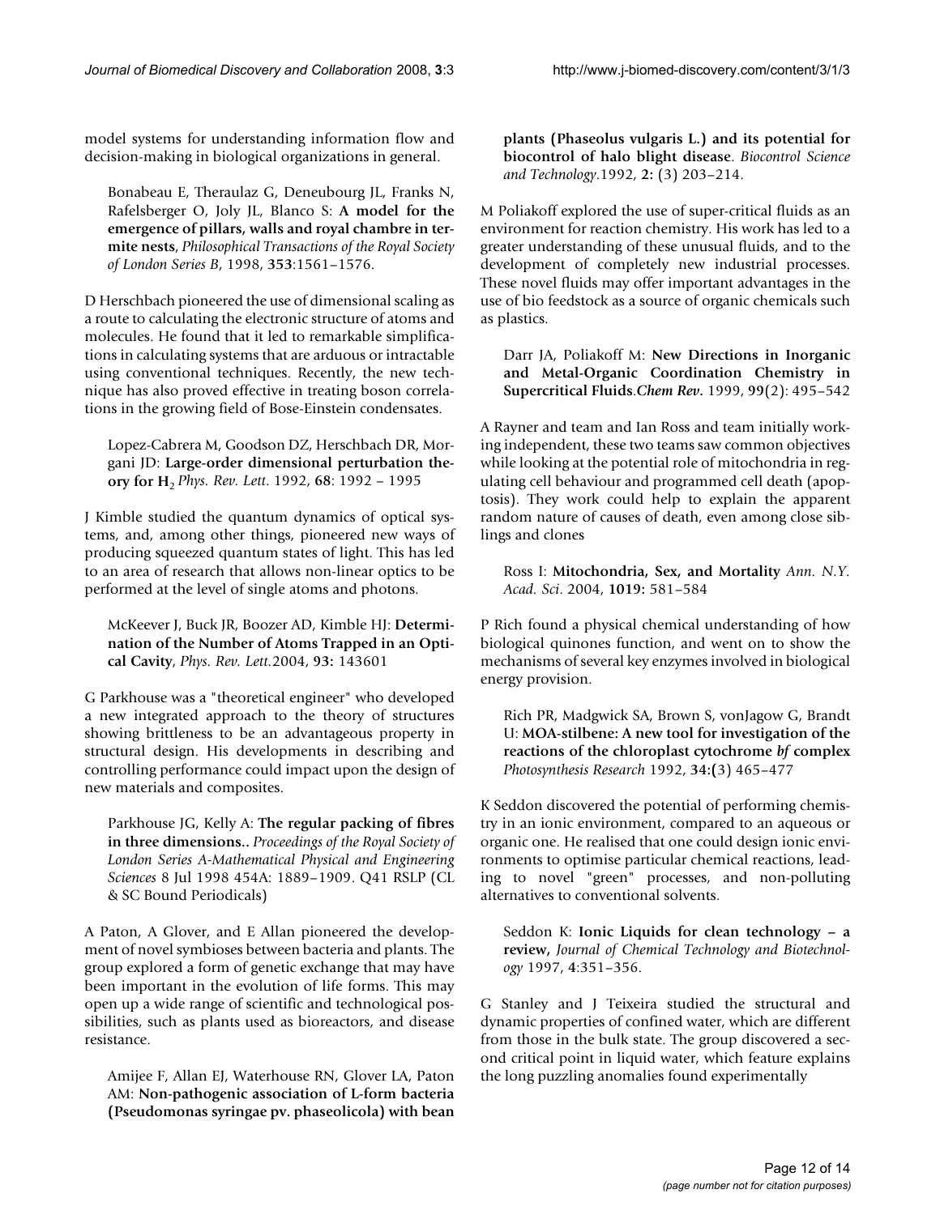model systems for understanding information flow and decision-making in biological organizations in general.

Bonabeau E, Theraulaz G, Deneubourg JL, Franks N, Rafelsberger O, Joly JL, Blanco S: **A model for the emergence of pillars, walls and royal chambre in termite nests**, *Philosophical Transactions of the Royal Society of London Series B*, 1998, **353**:1561–1576.

D Herschbach pioneered the use of dimensional scaling as a route to calculating the electronic structure of atoms and molecules. He found that it led to remarkable simplifications in calculating systems that are arduous or intractable using conventional techniques. Recently, the new technique has also proved effective in treating boson correlations in the growing field of Bose-Einstein condensates.

Lopez-Cabrera M, Goodson DZ, Herschbach DR, Morgani JD: **Large-order dimensional perturbation theory for $H_2$** *Phys. Rev. Lett*. 1992, **68**: 1992 – 1995

J Kimble studied the quantum dynamics of optical systems, and, among other things, pioneered new ways of producing squeezed quantum states of light. This has led to an area of research that allows non-linear optics to be performed at the level of single atoms and photons.

McKeever J, Buck JR, Boozer AD, Kimble HJ: **Determination of the Number of Atoms Trapped in an Optical Cavity**, *Phys. Rev. Lett.*2004, **93:** 143601

G Parkhouse was a "theoretical engineer" who developed a new integrated approach to the theory of structures showing brittleness to be an advantageous property in structural design. His developments in describing and controlling performance could impact upon the design of new materials and composites.

Parkhouse JG, Kelly A: **The regular packing of fibres in three dimensions..** *Proceedings of the Royal Society of London Series A-Mathematical Physical and Engineering Sciences* 8 Jul 1998 454A: 1889–1909. Q41 RSLP (CL & SC Bound Periodicals)

A Paton, A Glover, and E Allan pioneered the development of novel symbioses between bacteria and plants. The group explored a form of genetic exchange that may have been important in the evolution of life forms. This may open up a wide range of scientific and technological possibilities, such as plants used as bioreactors, and disease resistance.

Amijee F, Allan EJ, Waterhouse RN, Glover LA, Paton AM: **Non-pathogenic association of L-form bacteria (Pseudomonas syringae pv. phaseolicola) with bean plants (Phaseolus vulgaris L.) and its potential for biocontrol of halo blight disease**. *Biocontrol Science and Technology*.1992, **2:** (3) 203–214.

M Poliakoff explored the use of super-critical fluids as an environment for reaction chemistry. His work has led to a greater understanding of these unusual fluids, and to the development of completely new industrial processes. These novel fluids may offer important advantages in the use of bio feedstock as a source of organic chemicals such as plastics.

Darr JA, Poliakoff M: **New Directions in Inorganic and Metal-Organic Coordination Chemistry in Supercritical Fluids**.*Chem Rev*. 1999, **99**(2): 495–542

A Rayner and team and Ian Ross and team initially working independent, these two teams saw common objectives while looking at the potential role of mitochondria in regulating cell behaviour and programmed cell death (apoptosis). They work could help to explain the apparent random nature of causes of death, even among close siblings and clones

Ross I: **Mitochondria, Sex, and Mortality** *Ann. N.Y. Acad. Sci*. 2004, **1019:** 581–584

P Rich found a physical chemical understanding of how biological quinones function, and went on to show the mechanisms of several key enzymes involved in biological energy provision.

Rich PR, Madgwick SA, Brown S, vonJagow G, Brandt U: **MOA-stilbene: A new tool for investigation of the reactions of the chloroplast cytochrome *bf* complex** *Photosynthesis Research* 1992, **34:(**3) 465–477

K Seddon discovered the potential of performing chemistry in an ionic environment, compared to an aqueous or organic one. He realised that one could design ionic environments to optimise particular chemical reactions, leading to novel "green" processes, and non-polluting alternatives to conventional solvents.

Seddon K: **Ionic Liquids for clean technology – a review,** *Journal of Chemical Technology and Biotechnology* 1997, **4**:351–356.

G Stanley and J Teixeira studied the structural and dynamic properties of confined water, which are different from those in the bulk state. The group discovered a second critical point in liquid water, which feature explains the long puzzling anomalies found experimentally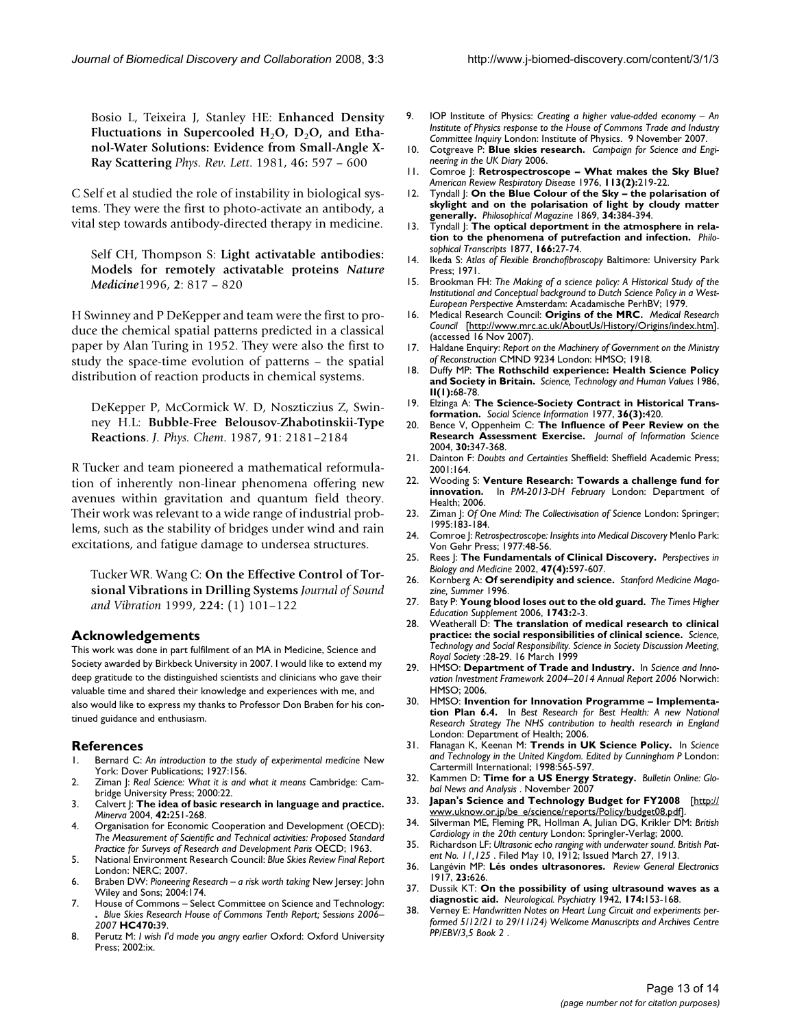Bosio L, Teixeira J, Stanley HE: **Enhanced Density Fluctuations in Supercooled $H_2O$, $D_2O$, and Ethanol-Water Solutions: Evidence from Small-Angle X-Ray Scattering** *Phys. Rev. Lett*. 1981, **46:** 597 – 600

C Self et al studied the role of instability in biological systems. They were the first to photo-activate an antibody, a vital step towards antibody-directed therapy in medicine.

Self CH, Thompson S: **Light activatable antibodies: Models for remotely activatable proteins** *Nature Medicine*1996, **2**: 817 – 820

H Swinney and P DeKepper and team were the first to produce the chemical spatial patterns predicted in a classical paper by Alan Turing in 1952. They were also the first to study the space-time evolution of patterns – the spatial distribution of reaction products in chemical systems.

DeKepper P, McCormick W. D, Noszticzius Z, Swinney H.L: **Bubble-Free Belousov-Zhabotinskii-Type Reactions**. *J. Phys. Chem*. 1987, 9**1**: 2181–2184

R Tucker and team pioneered a mathematical reformulation of inherently non-linear phenomena offering new avenues within gravitation and quantum field theory. Their work was relevant to a wide range of industrial problems, such as the stability of bridges under wind and rain excitations, and fatigue damage to undersea structures.

Tucker WR. Wang C: **On the Effective Control of Torsional Vibrations in Drilling Systems** *Journal of Sound and Vibration* 1999, **224:** (1) 101–122

## Acknowledgements

This work was done in part fulfilment of an MA in Medicine, Science and Society awarded by Birkbeck University in 2007. I would like to extend my deep gratitude to the distinguished scientists and clinicians who gave their valuable time and shared their knowledge and experiences with me, and also would like to express my thanks to Professor Don Braben for his continued guidance and enthusiasm.

## References

1. Bernard C: *An introduction to the study of experimental medicine* New York: Dover Publications; 1927:156.
2. Ziman J: *Real Science: What it is and what it means* Cambridge: Cambridge University Press; 2000:22.
3. Calvert J: **The idea of basic research in language and practice.** *Minerva* 2004, **42:**251-268.
4. Organisation for Economic Cooperation and Development (OECD): *The Measurement of Scientific and Technical activities: Proposed Standard Practice for Surveys of Research and Development Paris* OECD; 1963.
5. National Environment Research Council: *Blue Skies Review Final Report* London: NERC; 2007.
6. Braben DW: *Pioneering Research – a risk worth taking* New Jersey: John Wiley and Sons; 2004:174.
7. House of Commons – Select Committee on Science and Technology: *. Blue Skies Research House of Commons Tenth Report; Sessions 2006–2007* **HC470:**39.
8. Perutz M: *I wish I'd made you angry earlier* Oxford: Oxford University Press; 2002:ix.
9. IOP Institute of Physics: *Creating a higher value-added economy – An Institute of Physics response to the House of Commons Trade and Industry Committee Inquiry* London: Institute of Physics. 9 November 2007.
10. Cotgreave P: **Blue skies research.** *Campaign for Science and Engineering in the UK Diary* 2006.
11. Comroe J: **Retrospectroscope – What makes the Sky Blue?** *American Review Respiratory Disease* 1976, **113(2):**219-22.
12. Tyndall J: **On the Blue Colour of the Sky – the polarisation of skylight and on the polarisation of light by cloudy matter generally.** *Philosophical Magazine* 1869, **34:**384-394.
13. Tyndall J: **The optical deportment in the atmosphere in relation to the phenomena of putrefaction and infection.** *Philosophical Transcripts* 1877, **166:**27-74.
14. Ikeda S: *Atlas of Flexible Bronchofibroscopy* Baltimore: University Park Press; 1971.
15. Brookman FH: *The Making of a science policy: A Historical Study of the Institutional and Conceptual background to Dutch Science Policy in a West-European Perspective* Amsterdam: Acadamische PerhBV; 1979.
16. Medical Research Council: **Origins of the MRC.** *Medical Research Council* [http://www.mrc.ac.uk/AboutUs/History/Origins/index.htm]. (accessed 16 Nov 2007).
17. Haldane Enquiry: *Report on the Machinery of Government on the Ministry of Reconstruction* CMND 9234 London: HMSO; 1918.
18. Duffy MP: **The Rothschild experience: Health Science Policy and Society in Britain.** *Science, Technology and Human Values* 1986, **II(1):**68-78.
19. Elzinga A: **The Science-Society Contract in Historical Transformation.** *Social Science Information* 1977, **36(3):**420.
20. Bence V, Oppenheim C: **The Influence of Peer Review on the Research Assessment Exercise.** *Journal of Information Science* 2004, **30:**347-368.
21. Dainton F: *Doubts and Certainties* Sheffield: Sheffield Academic Press; 2001:164.
22. Wooding S: **Venture Research: Towards a challenge fund for innovation.** In *PM-2013-DH February* London: Department of Health; 2006.
23. Ziman J: *Of One Mind: The Collectivisation of Science* London: Springer; 1995:183-184.
24. Comroe J: *Retrospectroscope: Insights into Medical Discovery* Menlo Park: Von Gehr Press; 1977:48-56.
25. Rees J: **The Fundamentals of Clinical Discovery.** *Perspectives in Biology and Medicine* 2002, **47(4):**597-607.
26. Kornberg A: **Of serendipity and science.** *Stanford Medicine Magazine, Summer* 1996.
27. Baty P: **Young blood loses out to the old guard.** *The Times Higher Education Supplement* 2006, **1743:**2-3.
28. Weatherall D: **The translation of medical research to clinical practice: the social responsibilities of clinical science.** *Science, Technology and Social Responsibility. Science in Society Discussion Meeting, Royal Society* :28-29. 16 March 1999
29. HMSO: **Department of Trade and Industry.** In *Science and Innovation Investment Framework 2004–2014 Annual Report 2006* Norwich: HMSO; 2006.
30. HMSO: **Invention for Innovation Programme – Implementation Plan 6.4.** In *Best Research for Best Health: A new National Research Strategy The NHS contribution to health research in England* London: Department of Health; 2006.
31. Flanagan K, Keenan M: **Trends in UK Science Policy.** In *Science and Technology in the United Kingdom. Edited by Cunningham P* London: Cartermill International; 1998:565-597.
32. Kammen D: **Time for a US Energy Strategy.** *Bulletin Online: Global News and Analysis* . November 2007
33. **Japan's Science and Technology Budget for FY2008** [http://www.uknow.or.jp/be_e/science/reports/Policy/budget08.pdf].
34. Silverman ME, Fleming PR, Hollman A, Julian DG, Krikler DM: *British Cardiology in the 20th century* London: Springer-Verlag; 2000.
35. Richardson LF: *Ultrasonic echo ranging with underwater sound. British Patent No. 11,125* . Filed May 10, 1912; Issued March 27, 1913.
36. Langévin MP: **Lés ondes ultrasonores.** *Review General Electronics* 1917, **23:**626.
37. Dussik KT: **On the possibility of using ultrasound waves as a diagnostic aid.** *Neurological. Psychiatry* 1942, **174:**153-168.
38. Verney E: *Handwritten Notes on Heart Lung Circuit and experiments performed 5/12/21 to 29/11/24) Wellcome Manuscripts and Archives Centre PP/EBV/3,5 Book 2* .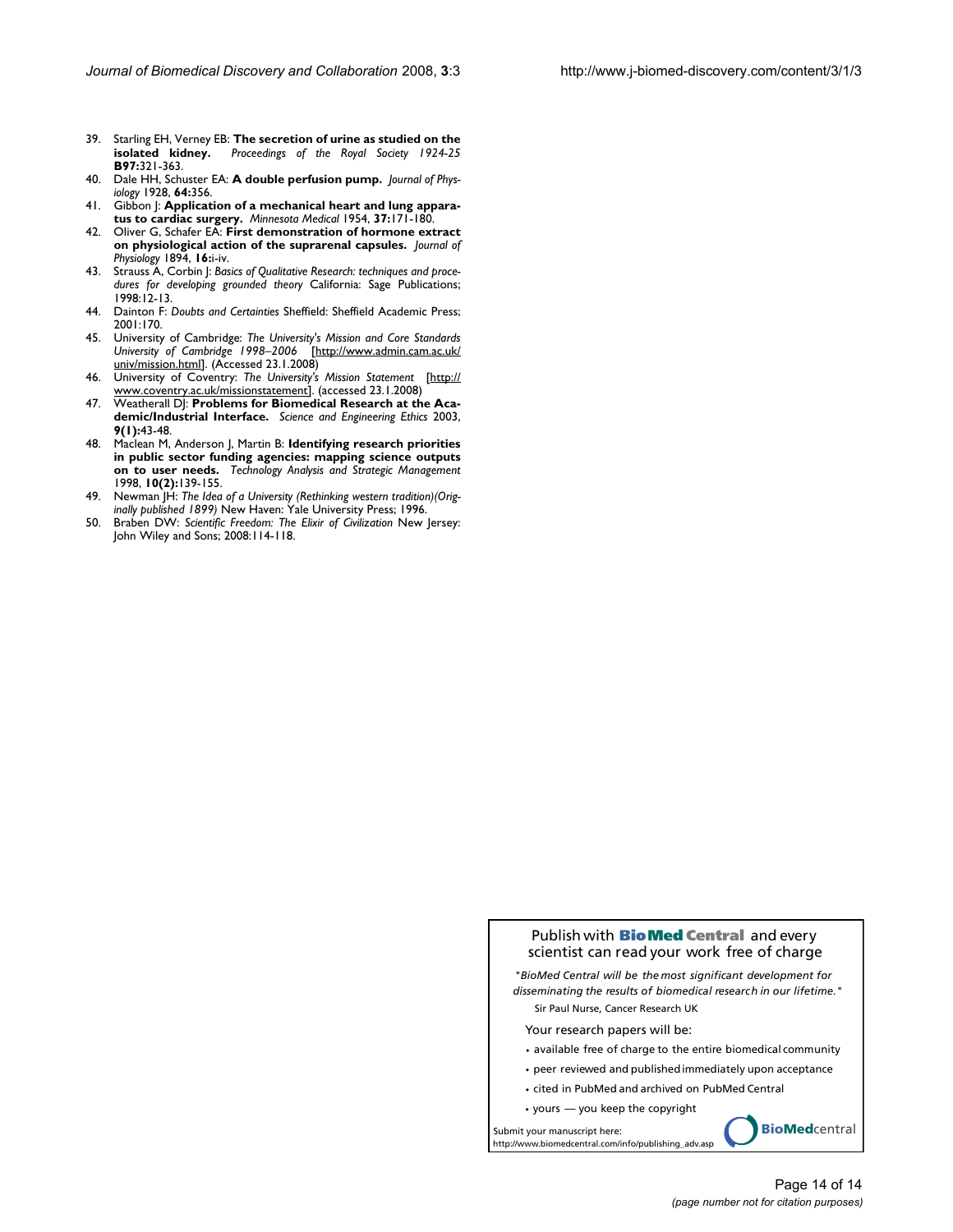39. Starling EH, Verney EB: **The secretion of urine as studied on the isolated kidney.** *Proceedings of the Royal Society 1924-25* **B97:**321-363.
40. Dale HH, Schuster EA: **A double perfusion pump.** *Journal of Physiology* 1928, **64:**356.
41. Gibbon J: **Application of a mechanical heart and lung apparatus to cardiac surgery.** *Minnesota Medical* 1954, **37:**171-180.
42. Oliver G, Schafer EA: **First demonstration of hormone extract on physiological action of the suprarenal capsules.** *Journal of Physiology* 1894, **16:**i-iv.
43. Strauss A, Corbin J: *Basics of Qualitative Research: techniques and procedures for developing grounded theory* California: Sage Publications; 1998:12-13.
44. Dainton F: *Doubts and Certainties* Sheffield: Sheffield Academic Press; 2001:170.
45. University of Cambridge: *The University's Mission and Core Standards University of Cambridge 1998–2006* [http://www.admin.cam.ac.uk/univ/mission.html]. (Accessed 23.1.2008)
46. University of Coventry: *The University's Mission Statement* [http://www.coventry.ac.uk/missionstatement]. (accessed 23.1.2008)
47. Weatherall DJ: **Problems for Biomedical Research at the Academic/Industrial Interface.** *Science and Engineering Ethics* 2003, **9(1):**43-48.
48. Maclean M, Anderson J, Martin B: **Identifying research priorities in public sector funding agencies: mapping science outputs on to user needs.** *Technology Analysis and Strategic Management* 1998, **10(2):**139-155.
49. Newman JH: *The Idea of a University (Rethinking western tradition)(Originally published 1899)* New Haven: Yale University Press; 1996.
50. Braben DW: *Scientific Freedom: The Elixir of Civilization* New Jersey: John Wiley and Sons; 2008:114-118.

Publish with **BioMed Central** and every scientist can read your work free of charge

*"BioMed Central will be the most significant development for disseminating the results of biomedical research in our lifetime."*

Sir Paul Nurse, Cancer Research UK

Your research papers will be:

- available free of charge to the entire biomedical community
- peer reviewed and published immediately upon acceptance
- cited in PubMed and archived on PubMed Central
- yours — you keep the copyright

Submit your manuscript here:
http://www.biomedcentral.com/info/publishing_adv.asp

**BioMed**central